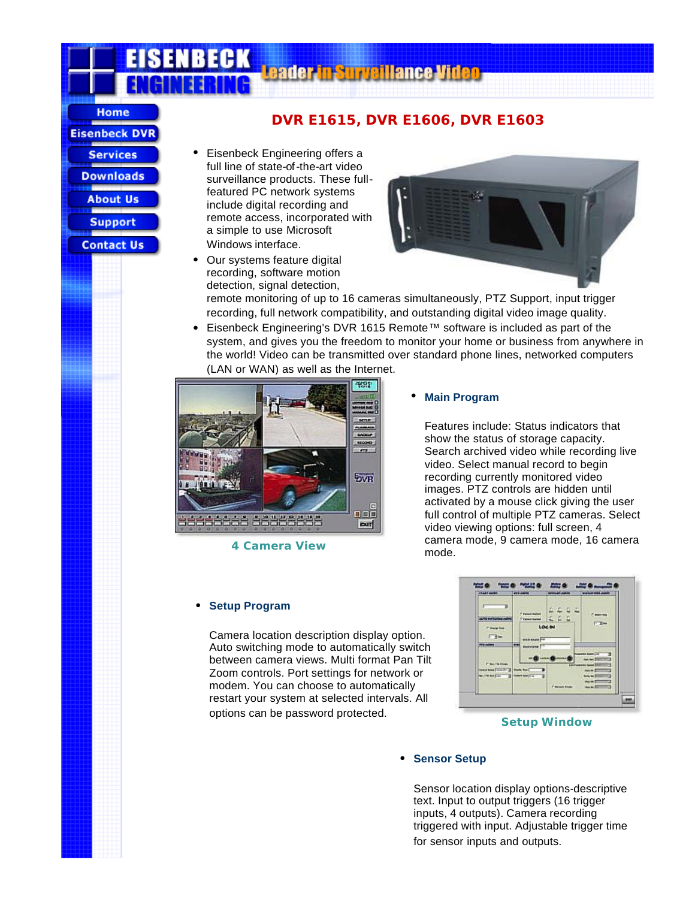# EISENBECK ENGINEERING

Leader in Surveillance Video

- Home
- Eisenbeck DVR
- Services
- Downloads
- About Us
- Support
- Contact Us

## DVR E1615, DVR E1606, DVR E1603

- Eisenbeck Engineering offers a full line of state-of-the-art video surveillance products. These full-featured PC network systems include digital recording and remote access, incorporated with a simple to use Microsoft Windows interface.
- Our systems feature digital recording, software motion detection, signal detection, remote monitoring of up to 16 cameras simultaneously, PTZ Support, input trigger recording, full network compatibility, and outstanding digital video image quality.
- Eisenbeck Engineering's DVR 1615 Remote™ software is included as part of the system, and gives you the freedom to monitor your home or business from anywhere in the world! Video can be transmitted over standard phone lines, networked computers (LAN or WAN) as well as the Internet.

4 Camera View

- **Main Program**

  Features include: Status indicators that show the status of storage capacity. Search archived video while recording live video. Select manual record to begin recording currently monitored video images. PTZ controls are hidden until activated by a mouse click giving the user full control of multiple PTZ cameras. Select video viewing options: full screen, 4 camera mode, 9 camera mode, 16 camera mode.

- **Setup Program**

  Camera location description display option. Auto switching mode to automatically switch between camera views. Multi format Pan Tilt Zoom controls. Port settings for network or modem. You can choose to automatically restart your system at selected intervals. All options can be password protected.

Setup Window

- **Sensor Setup**

  Sensor location display options-descriptive text. Input to output triggers (16 trigger inputs, 4 outputs). Camera recording triggered with input. Adjustable trigger time for sensor inputs and outputs.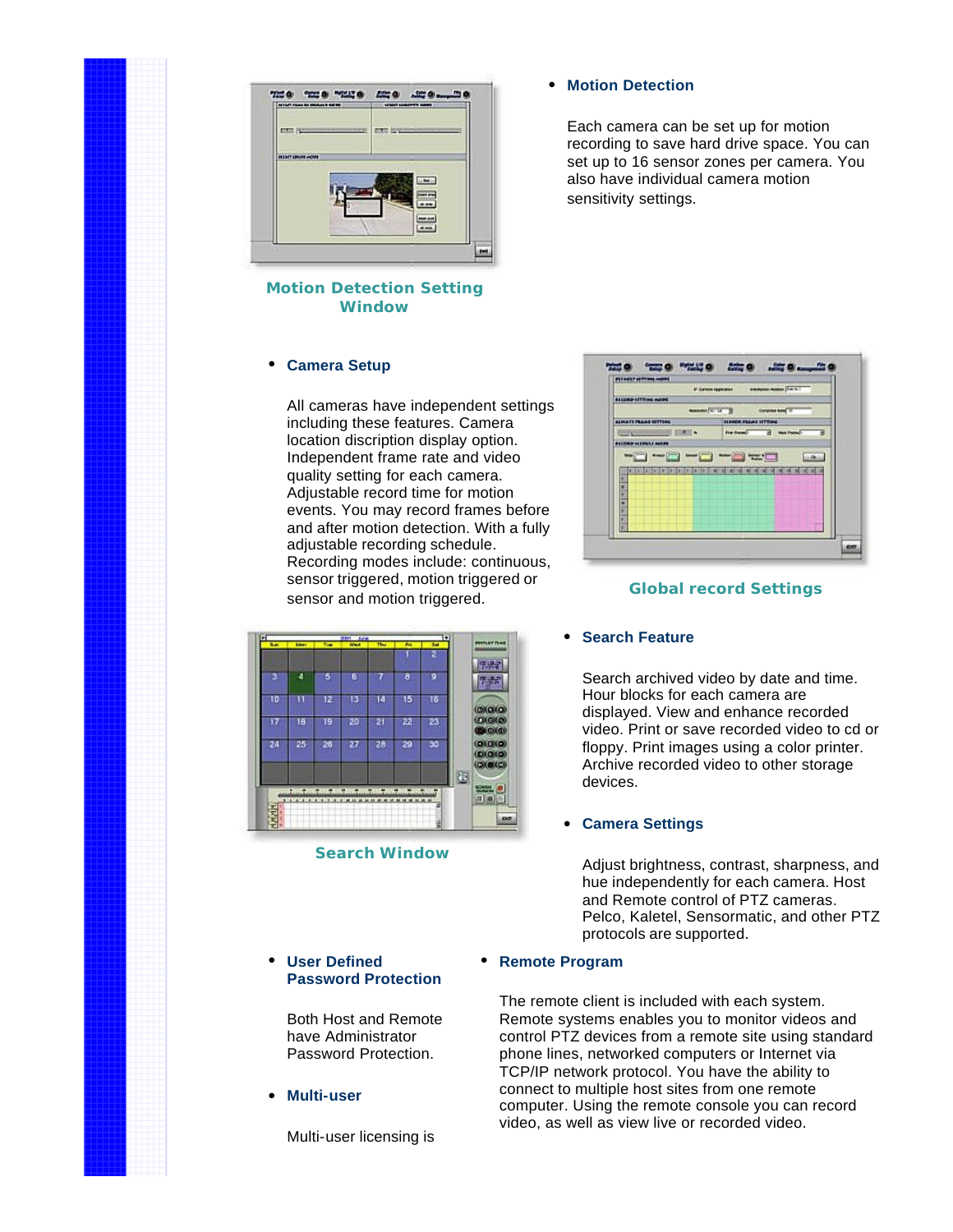- **Motion Detection**

  Each camera can be set up for motion recording to save hard drive space. You can set up to 16 sensor zones per camera. You also have individual camera motion sensitivity settings.

**Motion Detection Setting Window**

- **Camera Setup**

  All cameras have independent settings including these features. Camera location discription display option. Independent frame rate and video quality setting for each camera. Adjustable record time for motion events. You may record frames before and after motion detection. With a fully adjustable recording schedule. Recording modes include: continuous, sensor triggered, motion triggered or sensor and motion triggered.

**Global record Settings**

- **Search Feature**

  Search archived video by date and time. Hour blocks for each camera are displayed. View and enhance recorded video. Print or save recorded video to cd or floppy. Print images using a color printer. Archive recorded video to other storage devices.

**Search Window**

- **Camera Settings**

  Adjust brightness, contrast, sharpness, and hue independently for each camera. Host and Remote control of PTZ cameras. Pelco, Kaletel, Sensormatic, and other PTZ protocols are supported.

- **User Defined Password Protection**

  Both Host and Remote have Administrator Password Protection.

- **Multi-user**

  Multi-user licensing is

- **Remote Program**

  The remote client is included with each system. Remote systems enables you to monitor videos and control PTZ devices from a remote site using standard phone lines, networked computers or Internet via TCP/IP network protocol. You have the ability to connect to multiple host sites from one remote computer. Using the remote console you can record video, as well as view live or recorded video.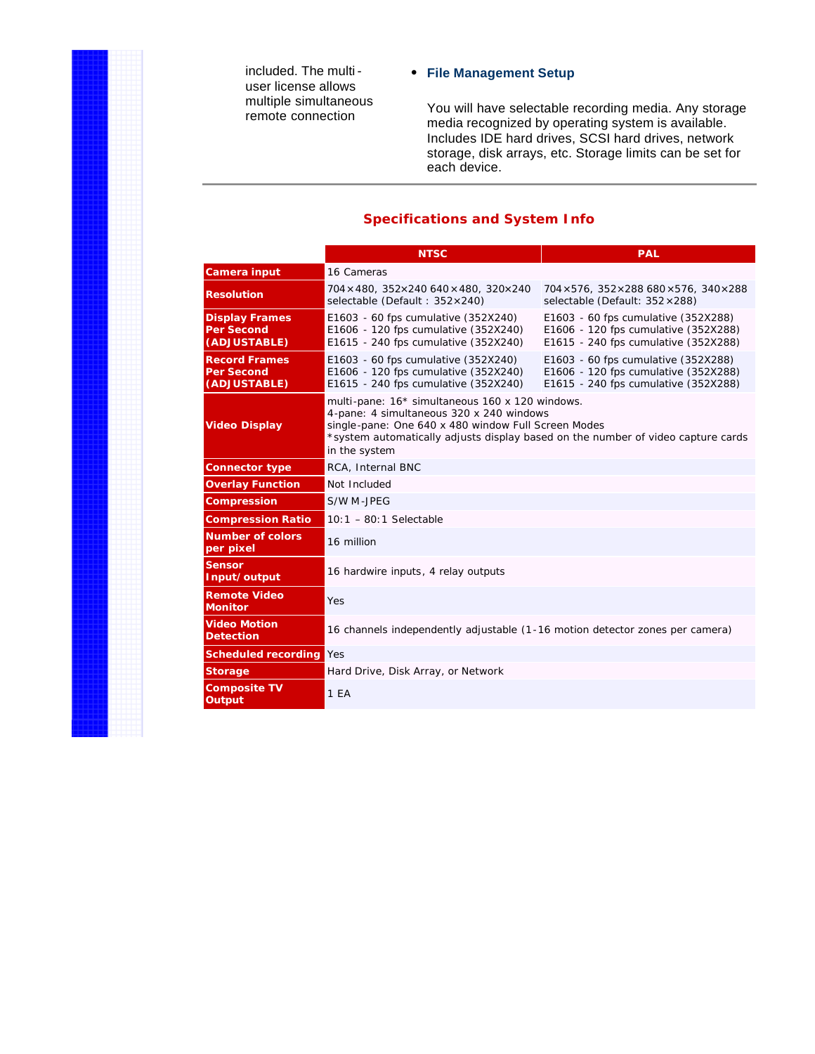included. The multi-user license allows multiple simultaneous remote connection

- **File Management Setup**

  You will have selectable recording media. Any storage media recognized by operating system is available. Includes IDE hard drives, SCSI hard drives, network storage, disk arrays, etc. Storage limits can be set for each device.

---

## Specifications and System Info

| | NTSC | PAL |
|---|---|---|
| **Camera input** | 16 Cameras | |
| **Resolution** | 704×480, 352×240 640×480, 320×240 selectable (Default : 352×240) | 704×576, 352×288 680×576, 340×288 selectable (Default: 352×288) |
| **Display Frames Per Second (ADJUSTABLE)** | E1603 - 60 fps cumulative (352X240)<br>E1606 - 120 fps cumulative (352X240)<br>E1615 - 240 fps cumulative (352X240) | E1603 - 60 fps cumulative (352X288)<br>E1606 - 120 fps cumulative (352X288)<br>E1615 - 240 fps cumulative (352X288) |
| **Record Frames Per Second (ADJUSTABLE)** | E1603 - 60 fps cumulative (352X240)<br>E1606 - 120 fps cumulative (352X240)<br>E1615 - 240 fps cumulative (352X240) | E1603 - 60 fps cumulative (352X288)<br>E1606 - 120 fps cumulative (352X288)<br>E1615 - 240 fps cumulative (352X288) |
| **Video Display** | multi-pane: 16* simultaneous 160 x 120 windows.<br>4-pane: 4 simultaneous 320 x 240 windows<br>single-pane: One 640 x 480 window Full Screen Modes<br>*system automatically adjusts display based on the number of video capture cards in the system | |
| **Connector type** | RCA, Internal BNC | |
| **Overlay Function** | Not Included | |
| **Compression** | S/W M-JPEG | |
| **Compression Ratio** | 10:1 – 80:1 Selectable | |
| **Number of colors per pixel** | 16 million | |
| **Sensor Input/output** | 16 hardwire inputs, 4 relay outputs | |
| **Remote Video Monitor** | Yes | |
| **Video Motion Detection** | 16 channels independently adjustable (1-16 motion detector zones per camera) | |
| **Scheduled recording** | Yes | |
| **Storage** | Hard Drive, Disk Array, or Network | |
| **Composite TV Output** | 1 EA | |